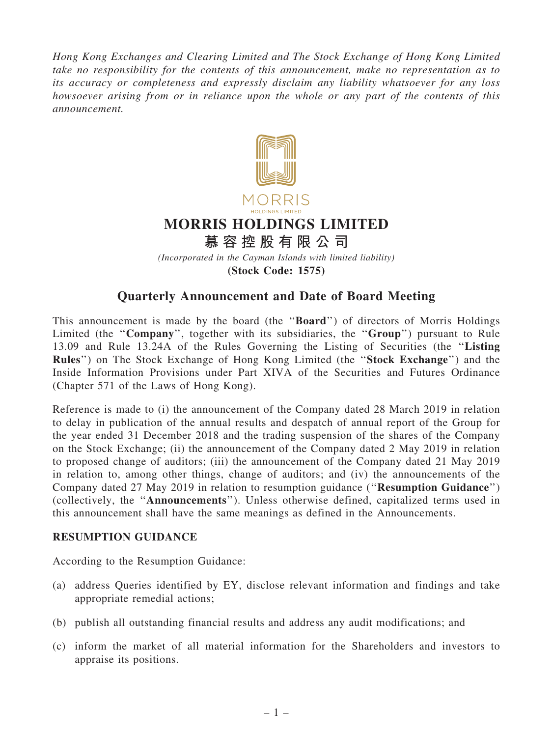*Hong Kong Exchanges and Clearing Limited and The Stock Exchange of Hong Kong Limited take no responsibility for the contents of this announcement, make no representation as to its accuracy or completeness and expressly disclaim any liability whatsoever for any loss howsoever arising from or in reliance upon the whole or any part of the contents of this announcement.*

MORRIS
HOLDINGS LIMITED

# MORRIS HOLDINGS LIMITED

# 慕容控股有限公司

*(Incorporated in the Cayman Islands with limited liability)*

**(Stock Code: 1575)**

## Quarterly Announcement and Date of Board Meeting

This announcement is made by the board (the "**Board**") of directors of Morris Holdings Limited (the "**Company**", together with its subsidiaries, the "**Group**") pursuant to Rule 13.09 and Rule 13.24A of the Rules Governing the Listing of Securities (the "**Listing Rules**") on The Stock Exchange of Hong Kong Limited (the "**Stock Exchange**") and the Inside Information Provisions under Part XIVA of the Securities and Futures Ordinance (Chapter 571 of the Laws of Hong Kong).

Reference is made to (i) the announcement of the Company dated 28 March 2019 in relation to delay in publication of the annual results and despatch of annual report of the Group for the year ended 31 December 2018 and the trading suspension of the shares of the Company on the Stock Exchange; (ii) the announcement of the Company dated 2 May 2019 in relation to proposed change of auditors; (iii) the announcement of the Company dated 21 May 2019 in relation to, among other things, change of auditors; and (iv) the announcements of the Company dated 27 May 2019 in relation to resumption guidance ("**Resumption Guidance**") (collectively, the "**Announcements**"). Unless otherwise defined, capitalized terms used in this announcement shall have the same meanings as defined in the Announcements.

### RESUMPTION GUIDANCE

According to the Resumption Guidance:

(a) address Queries identified by EY, disclose relevant information and findings and take appropriate remedial actions;

(b) publish all outstanding financial results and address any audit modifications; and

(c) inform the market of all material information for the Shareholders and investors to appraise its positions.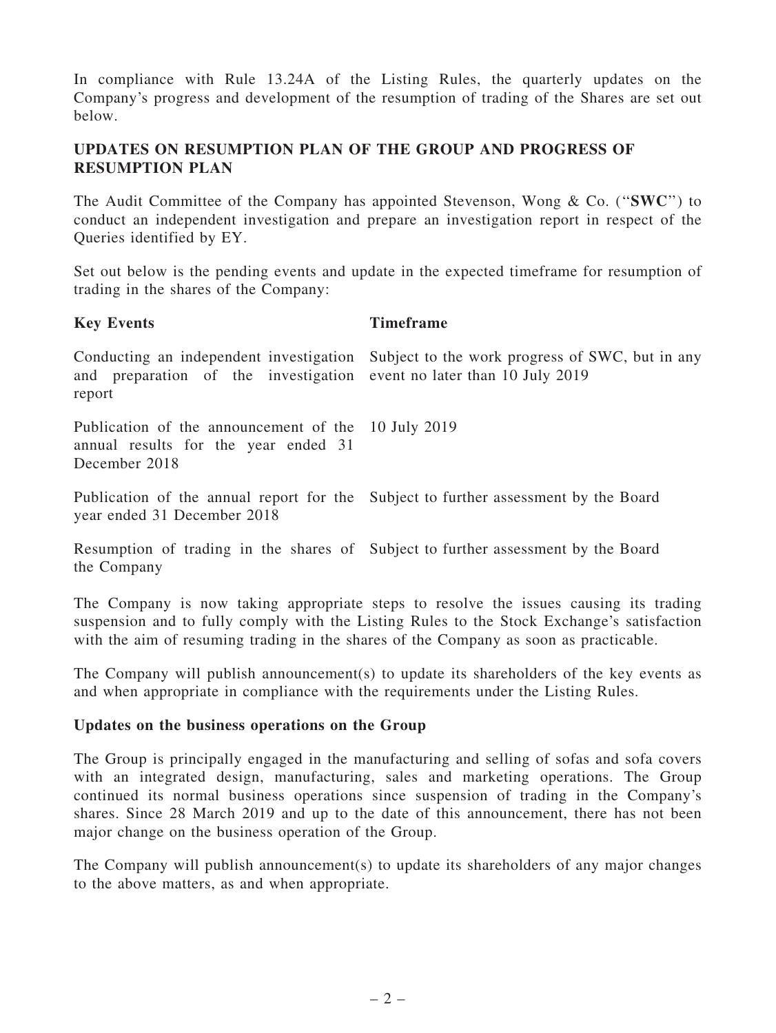In compliance with Rule 13.24A of the Listing Rules, the quarterly updates on the Company's progress and development of the resumption of trading of the Shares are set out below.

## UPDATES ON RESUMPTION PLAN OF THE GROUP AND PROGRESS OF RESUMPTION PLAN

The Audit Committee of the Company has appointed Stevenson, Wong & Co. ("**SWC**") to conduct an independent investigation and prepare an investigation report in respect of the Queries identified by EY.

Set out below is the pending events and update in the expected timeframe for resumption of trading in the shares of the Company:

| **Key Events** | **Timeframe** |
|---|---|
| Conducting an independent investigation and preparation of the investigation report | Subject to the work progress of SWC, but in any event no later than 10 July 2019 |
| Publication of the announcement of the annual results for the year ended 31 December 2018 | 10 July 2019 |
| Publication of the annual report for the year ended 31 December 2018 | Subject to further assessment by the Board |
| Resumption of trading in the shares of the Company | Subject to further assessment by the Board |

The Company is now taking appropriate steps to resolve the issues causing its trading suspension and to fully comply with the Listing Rules to the Stock Exchange's satisfaction with the aim of resuming trading in the shares of the Company as soon as practicable.

The Company will publish announcement(s) to update its shareholders of the key events as and when appropriate in compliance with the requirements under the Listing Rules.

### Updates on the business operations on the Group

The Group is principally engaged in the manufacturing and selling of sofas and sofa covers with an integrated design, manufacturing, sales and marketing operations. The Group continued its normal business operations since suspension of trading in the Company's shares. Since 28 March 2019 and up to the date of this announcement, there has not been major change on the business operation of the Group.

The Company will publish announcement(s) to update its shareholders of any major changes to the above matters, as and when appropriate.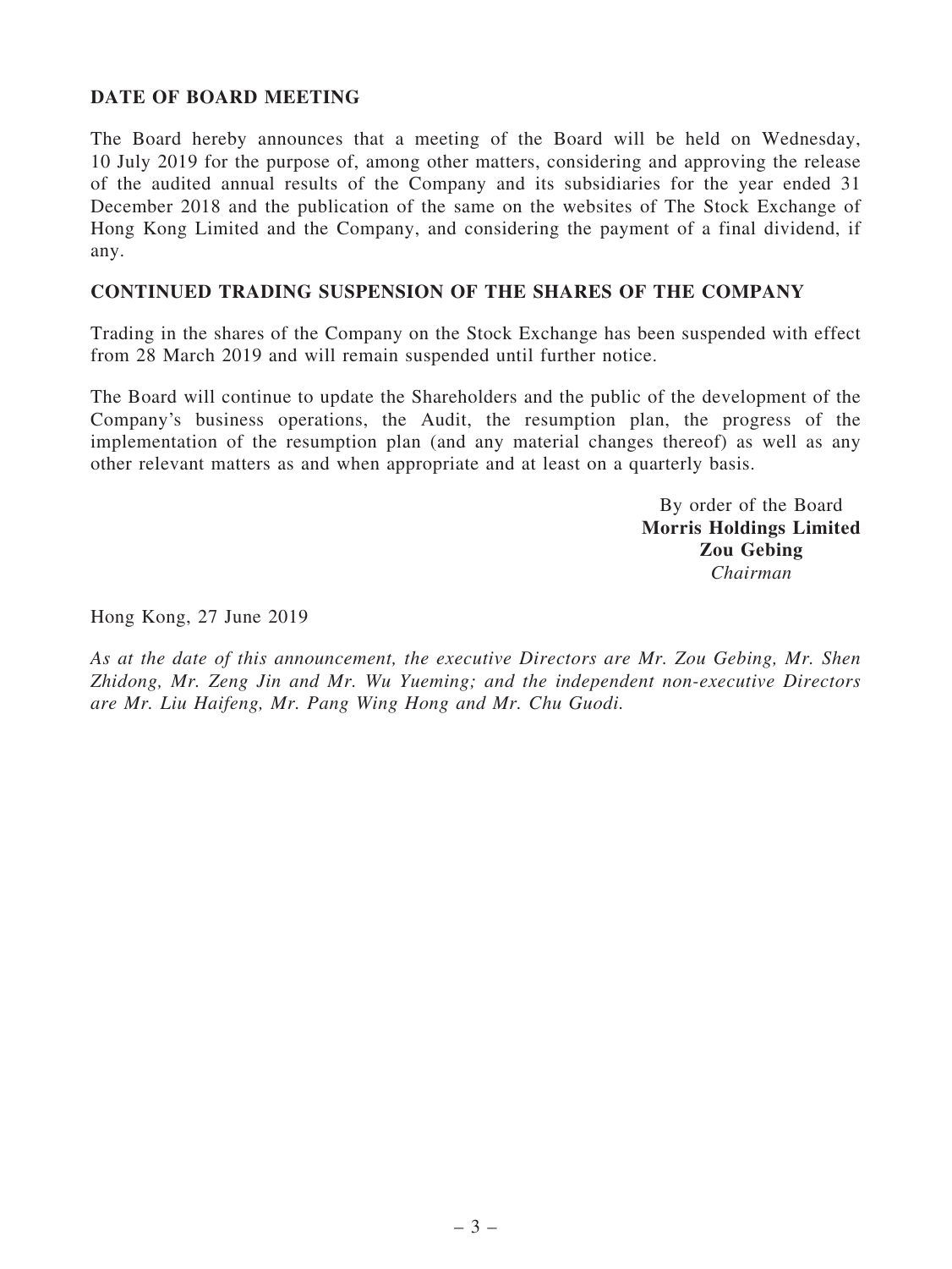## DATE OF BOARD MEETING

The Board hereby announces that a meeting of the Board will be held on Wednesday, 10 July 2019 for the purpose of, among other matters, considering and approving the release of the audited annual results of the Company and its subsidiaries for the year ended 31 December 2018 and the publication of the same on the websites of The Stock Exchange of Hong Kong Limited and the Company, and considering the payment of a final dividend, if any.

## CONTINUED TRADING SUSPENSION OF THE SHARES OF THE COMPANY

Trading in the shares of the Company on the Stock Exchange has been suspended with effect from 28 March 2019 and will remain suspended until further notice.

The Board will continue to update the Shareholders and the public of the development of the Company's business operations, the Audit, the resumption plan, the progress of the implementation of the resumption plan (and any material changes thereof) as well as any other relevant matters as and when appropriate and at least on a quarterly basis.

By order of the Board
**Morris Holdings Limited**
**Zou Gebing**
*Chairman*

Hong Kong, 27 June 2019

*As at the date of this announcement, the executive Directors are Mr. Zou Gebing, Mr. Shen Zhidong, Mr. Zeng Jin and Mr. Wu Yueming; and the independent non-executive Directors are Mr. Liu Haifeng, Mr. Pang Wing Hong and Mr. Chu Guodi.*